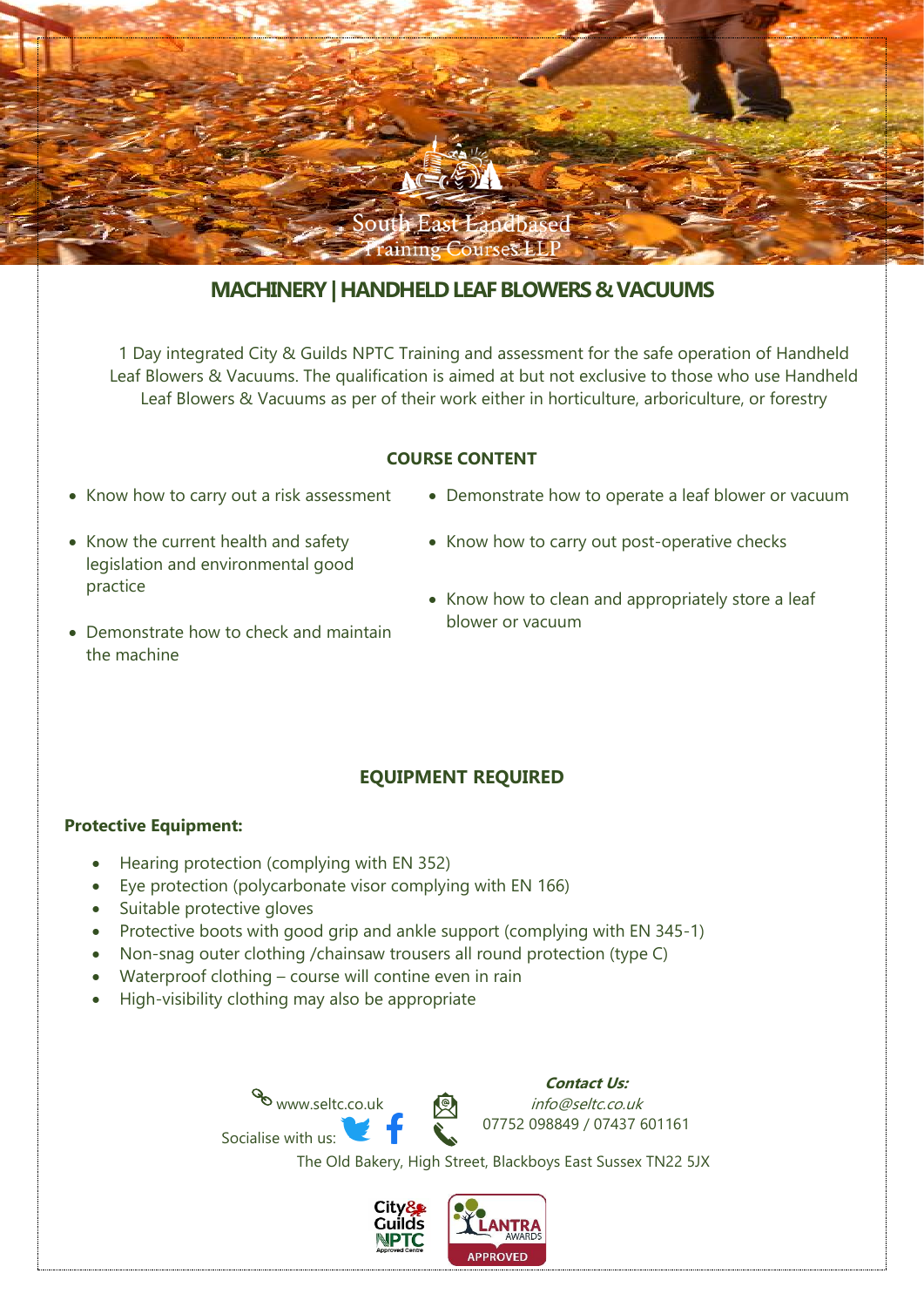South East Landbased Training Courses LLP

# MACHINERY | HANDHELD LEAF BLOWERS & VACUUMS

1 Day integrated City & Guilds NPTC Training and assessment for the safe operation of Handheld Leaf Blowers & Vacuums. The qualification is aimed at but not exclusive to those who use Handheld Leaf Blowers & Vacuums as per of their work either in horticulture, arboriculture, or forestry

## COURSE CONTENT

- Know how to carry out a risk assessment
- Know the current health and safety legislation and environmental good practice
- Demonstrate how to check and maintain the machine
- Demonstrate how to operate a leaf blower or vacuum
- Know how to carry out post-operative checks
- Know how to clean and appropriately store a leaf blower or vacuum

## EQUIPMENT REQUIRED

**Protective Equipment:**

- Hearing protection (complying with EN 352)
- Eye protection (polycarbonate visor complying with EN 166)
- Suitable protective gloves
- Protective boots with good grip and ankle support (complying with EN 345-1)
- Non-snag outer clothing /chainsaw trousers all round protection (type C)
- Waterproof clothing – course will contine even in rain
- High-visibility clothing may also be appropriate

www.seltc.co.uk

Socialise with us:

***Contact Us:***

*info@seltc.co.uk*

07752 098849 / 07437 601161

The Old Bakery, High Street, Blackboys East Sussex TN22 5JX

City & Guilds NPTC Approved Centre

LANTRA AWARDS APPROVED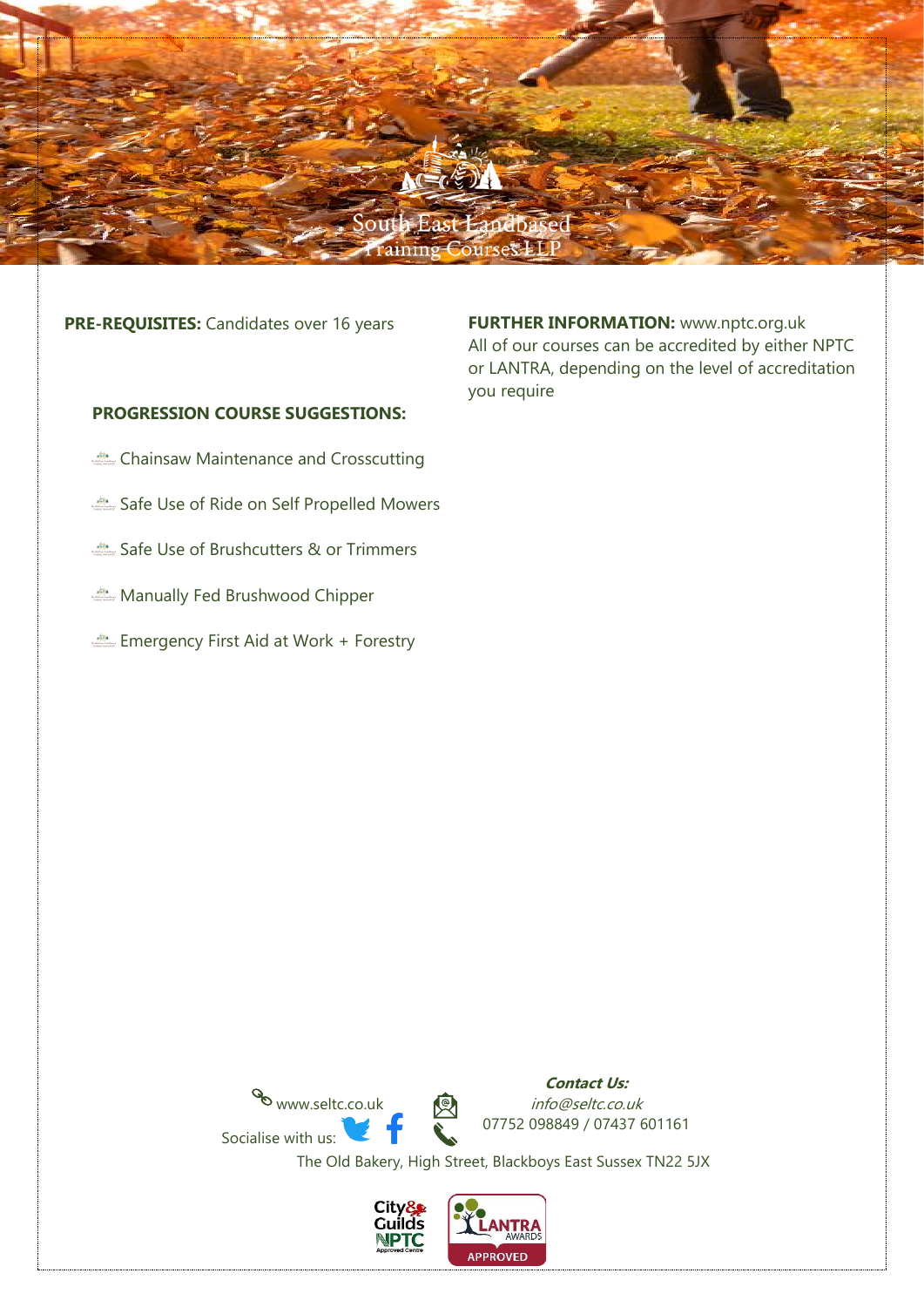South East Landbased Training Courses LLP

**PRE-REQUISITES:** Candidates over 16 years

**FURTHER INFORMATION:** www.nptc.org.uk
All of our courses can be accredited by either NPTC or LANTRA, depending on the level of accreditation you require

**PROGRESSION COURSE SUGGESTIONS:**

- Chainsaw Maintenance and Crosscutting
- Safe Use of Ride on Self Propelled Mowers
- Safe Use of Brushcutters & or Trimmers
- Manually Fed Brushwood Chipper
- Emergency First Aid at Work + Forestry

www.seltc.co.uk

Socialise with us:

***Contact Us:***
*info@seltc.co.uk*
07752 098849 / 07437 601161

The Old Bakery, High Street, Blackboys East Sussex TN22 5JX

City & Guilds NPTC Approved Centre
LANTRA AWARDS APPROVED